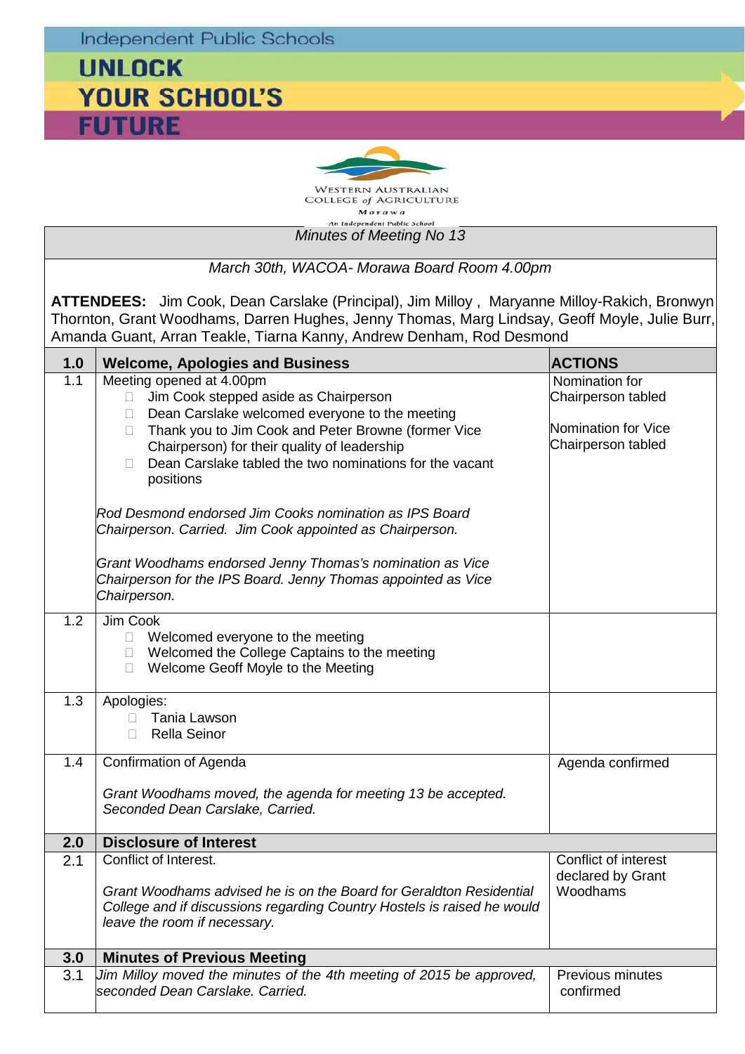Independent Public Schools

**UNLOCK YOUR SCHOOL'S FUTURE**

WESTERN AUSTRALIAN COLLEGE of AGRICULTURE
Morawa
An Independent Public School

## *Minutes of Meeting No 13*

*March 30th, WACOA- Morawa Board Room 4.00pm*

**ATTENDEES:** Jim Cook, Dean Carslake (Principal), Jim Milloy , Maryanne Milloy-Rakich, Bronwyn Thornton, Grant Woodhams, Darren Hughes, Jenny Thomas, Marg Lindsay, Geoff Moyle, Julie Burr, Amanda Guant, Arran Teakle, Tiarna Kanny, Andrew Denham, Rod Desmond

| | | |
|---|---|---|
| **1.0** | **Welcome, Apologies and Business** | **ACTIONS** |
| 1.1 | Meeting opened at 4.00pm<br>• Jim Cook stepped aside as Chairperson<br>• Dean Carslake welcomed everyone to the meeting<br>• Thank you to Jim Cook and Peter Browne (former Vice Chairperson) for their quality of leadership<br>• Dean Carslake tabled the two nominations for the vacant positions<br><br>*Rod Desmond endorsed Jim Cooks nomination as IPS Board Chairperson. Carried. Jim Cook appointed as Chairperson.*<br><br>*Grant Woodhams endorsed Jenny Thomas's nomination as Vice Chairperson for the IPS Board. Jenny Thomas appointed as Vice Chairperson.* | Nomination for Chairperson tabled<br><br>Nomination for Vice Chairperson tabled |
| 1.2 | Jim Cook<br>• Welcomed everyone to the meeting<br>• Welcomed the College Captains to the meeting<br>• Welcome Geoff Moyle to the Meeting | |
| 1.3 | Apologies:<br>• Tania Lawson<br>• Rella Seinor | |
| 1.4 | Confirmation of Agenda<br><br>*Grant Woodhams moved, the agenda for meeting 13 be accepted. Seconded Dean Carslake, Carried.* | Agenda confirmed |
| **2.0** | **Disclosure of Interest** | |
| 2.1 | Conflict of Interest.<br><br>*Grant Woodhams advised he is on the Board for Geraldton Residential College and if discussions regarding Country Hostels is raised he would leave the room if necessary.* | Conflict of interest declared by Grant Woodhams |
| **3.0** | **Minutes of Previous Meeting** | |
| 3.1 | *Jim Milloy moved the minutes of the 4th meeting of 2015 be approved, seconded Dean Carslake. Carried.* | Previous minutes confirmed |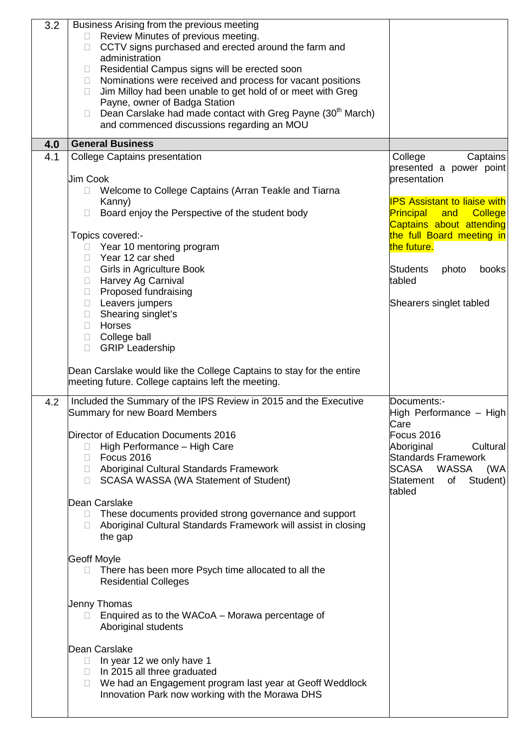| | | |
|---|---|---|
| 3.2 | Business Arising from the previous meeting<br>- Review Minutes of previous meeting.<br>- CCTV signs purchased and erected around the farm and administration<br>- Residential Campus signs will be erected soon<br>- Nominations were received and process for vacant positions<br>- Jim Milloy had been unable to get hold of or meet with Greg Payne, owner of Badga Station<br>- Dean Carslake had made contact with Greg Payne (30th March) and commenced discussions regarding an MOU | |
| **4.0** | **General Business** | |
| 4.1 | College Captains presentation<br><br>Jim Cook<br>- Welcome to College Captains (Arran Teakle and Tiarna Kanny)<br>- Board enjoy the Perspective of the student body<br><br>Topics covered:-<br>- Year 10 mentoring program<br>- Year 12 car shed<br>- Girls in Agriculture Book<br>- Harvey Ag Carnival<br>- Proposed fundraising<br>- Leavers jumpers<br>- Shearing singlet's<br>- Horses<br>- College ball<br>- GRIP Leadership<br><br>Dean Carslake would like the College Captains to stay for the entire meeting future. College captains left the meeting. | College Captains presented a power point presentation<br><br>IPS Assistant to liaise with Principal and College Captains about attending the full Board meeting in the future.<br><br>Students photo books tabled<br><br>Shearers singlet tabled |
| 4.2 | Included the Summary of the IPS Review in 2015 and the Executive Summary for new Board Members<br><br>Director of Education Documents 2016<br>- High Performance – High Care<br>- Focus 2016<br>- Aboriginal Cultural Standards Framework<br>- SCASA WASSA (WA Statement of Student)<br><br>Dean Carslake<br>- These documents provided strong governance and support<br>- Aboriginal Cultural Standards Framework will assist in closing the gap<br><br>Geoff Moyle<br>- There has been more Psych time allocated to all the Residential Colleges<br><br>Jenny Thomas<br>- Enquired as to the WACoA – Morawa percentage of Aboriginal students<br><br>Dean Carslake<br>- In year 12 we only have 1<br>- In 2015 all three graduated<br>- We had an Engagement program last year at Geoff Weddlock Innovation Park now working with the Morawa DHS | Documents:-<br>High Performance – High Care<br>Focus 2016<br>Aboriginal Cultural Standards Framework<br>SCASA WASSA (WA Statement of Student) tabled |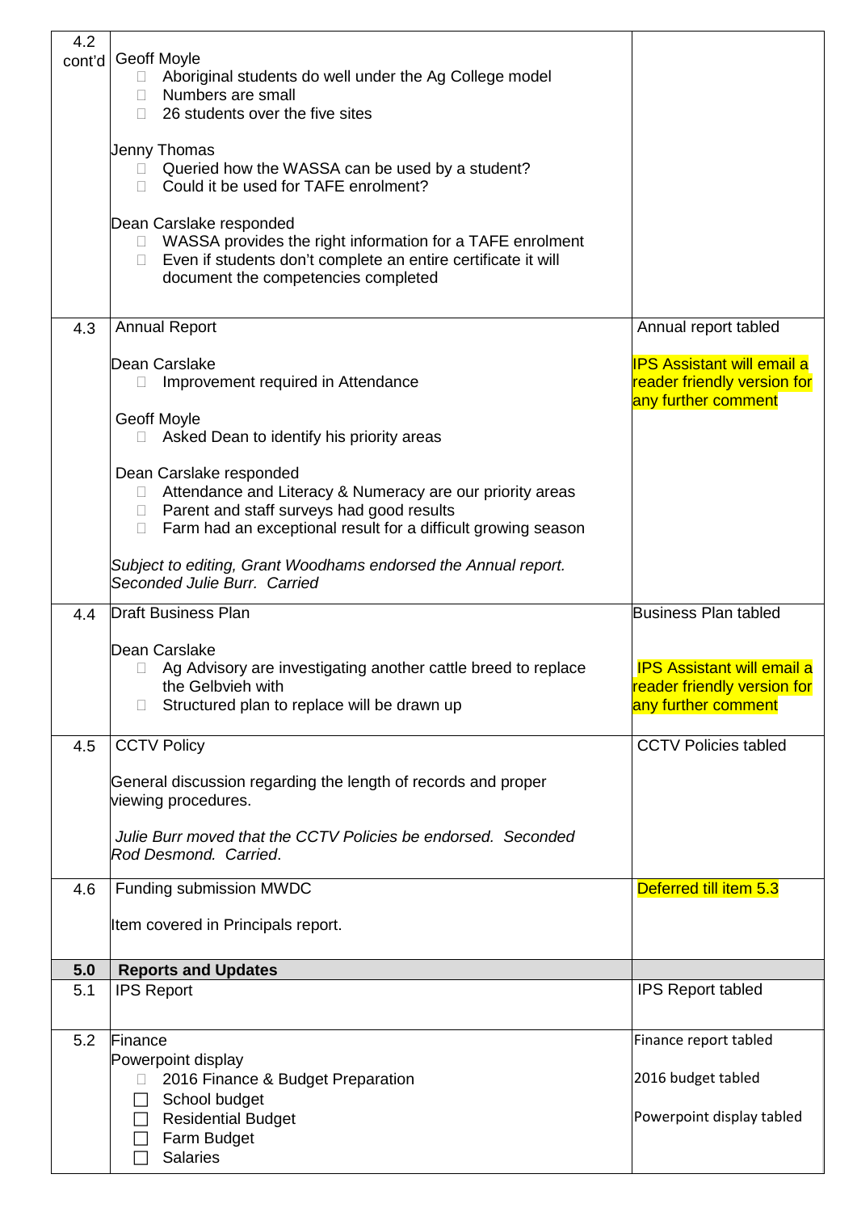| | | |
|---|---|---|
| 4.2 cont'd | Geoff Moyle<br>- Aboriginal students do well under the Ag College model<br>- Numbers are small<br>- 26 students over the five sites<br><br>Jenny Thomas<br>- Queried how the WASSA can be used by a student?<br>- Could it be used for TAFE enrolment?<br><br>Dean Carslake responded<br>- WASSA provides the right information for a TAFE enrolment<br>- Even if students don't complete an entire certificate it will document the competencies completed | |
| 4.3 | Annual Report<br><br>Dean Carslake<br>- Improvement required in Attendance<br><br>Geoff Moyle<br>- Asked Dean to identify his priority areas<br><br>Dean Carslake responded<br>- Attendance and Literacy & Numeracy are our priority areas<br>- Parent and staff surveys had good results<br>- Farm had an exceptional result for a difficult growing season<br><br>*Subject to editing, Grant Woodhams endorsed the Annual report. Seconded Julie Burr. Carried* | Annual report tabled<br><br>IPS Assistant will email a reader friendly version for any further comment |
| 4.4 | Draft Business Plan<br><br>Dean Carslake<br>- Ag Advisory are investigating another cattle breed to replace the Gelbvieh with<br>- Structured plan to replace will be drawn up | Business Plan tabled<br><br>IPS Assistant will email a reader friendly version for any further comment |
| 4.5 | CCTV Policy<br><br>General discussion regarding the length of records and proper viewing procedures.<br><br>*Julie Burr moved that the CCTV Policies be endorsed. Seconded Rod Desmond. Carried.* | CCTV Policies tabled |
| 4.6 | Funding submission MWDC<br><br>Item covered in Principals report. | Deferred till item 5.3 |
| **5.0** | **Reports and Updates** | |
| 5.1 | IPS Report | IPS Report tabled |
| 5.2 | Finance<br>Powerpoint display<br>- 2016 Finance & Budget Preparation<br>- School budget<br>- Residential Budget<br>- Farm Budget<br>- Salaries | Finance report tabled<br><br>2016 budget tabled<br><br>Powerpoint display tabled |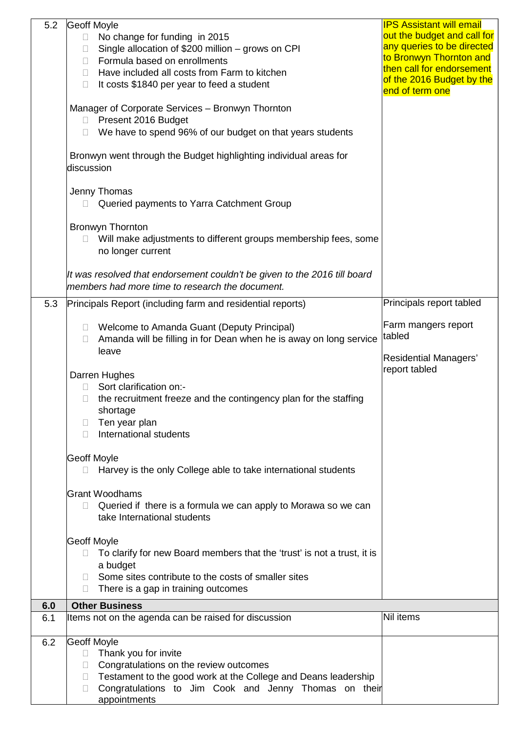| | | |
|---|---|---|
| 5.2 | Geoff Moyle<br>- No change for funding in 2015<br>- Single allocation of $200 million – grows on CPI<br>- Formula based on enrollments<br>- Have included all costs from Farm to kitchen<br>- It costs $1840 per year to feed a student<br><br>Manager of Corporate Services – Bronwyn Thornton<br>- Present 2016 Budget<br>- We have to spend 96% of our budget on that years students<br><br>Bronwyn went through the Budget highlighting individual areas for discussion<br><br>Jenny Thomas<br>- Queried payments to Yarra Catchment Group<br><br>Bronwyn Thornton<br>- Will make adjustments to different groups membership fees, some no longer current<br><br>*It was resolved that endorsement couldn't be given to the 2016 till board members had more time to research the document.* | IPS Assistant will email out the budget and call for any queries to be directed to Bronwyn Thornton and then call for endorsement of the 2016 Budget by the end of term one |
| 5.3 | Principals Report (including farm and residential reports)<br><br>- Welcome to Amanda Guant (Deputy Principal)<br>- Amanda will be filling in for Dean when he is away on long service leave<br><br>Darren Hughes<br>- Sort clarification on:-<br>- the recruitment freeze and the contingency plan for the staffing shortage<br>- Ten year plan<br>- International students<br><br>Geoff Moyle<br>- Harvey is the only College able to take international students<br><br>Grant Woodhams<br>- Queried if there is a formula we can apply to Morawa so we can take International students<br><br>Geoff Moyle<br>- To clarify for new Board members that the 'trust' is not a trust, it is a budget<br>- Some sites contribute to the costs of smaller sites<br>- There is a gap in training outcomes | Principals report tabled<br><br>Farm mangers report tabled<br><br>Residential Managers' report tabled |
| **6.0** | **Other Business** | |
| 6.1 | Items not on the agenda can be raised for discussion | Nil items |
| 6.2 | Geoff Moyle<br>- Thank you for invite<br>- Congratulations on the review outcomes<br>- Testament to the good work at the College and Deans leadership<br>- Congratulations to Jim Cook and Jenny Thomas on their appointments | |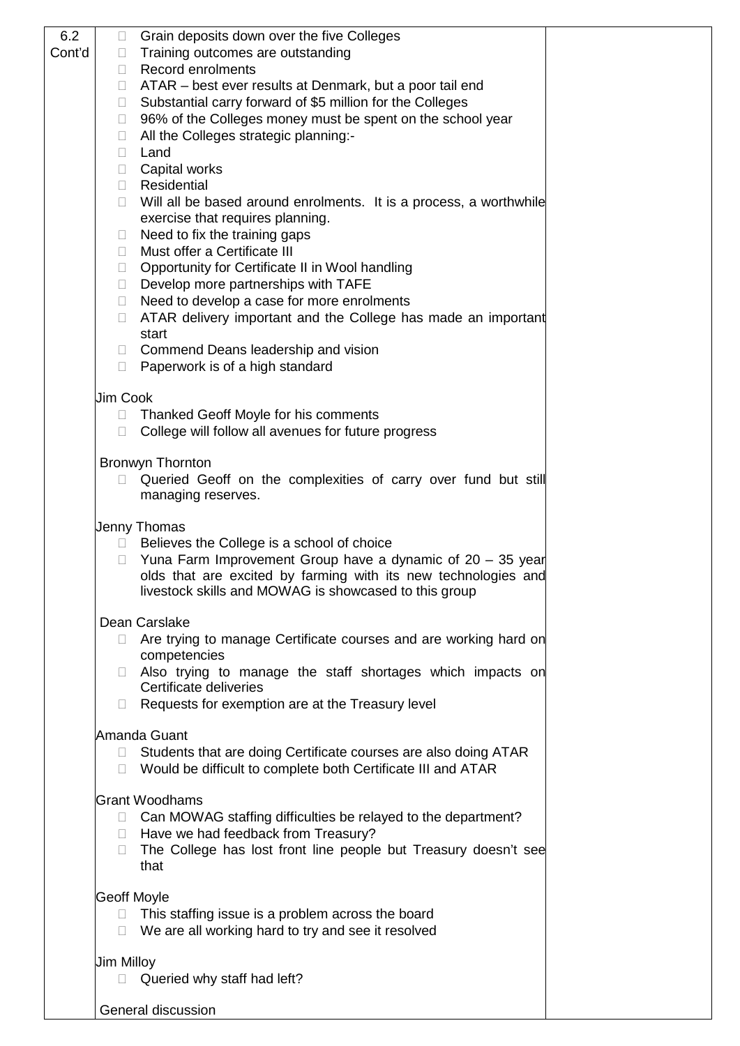| | | |
|---|---|---|
| 6.2 Cont'd | - Grain deposits down over the five Colleges<br>- Training outcomes are outstanding<br>- Record enrolments<br>- ATAR – best ever results at Denmark, but a poor tail end<br>- Substantial carry forward of $5 million for the Colleges<br>- 96% of the Colleges money must be spent on the school year<br>- All the Colleges strategic planning:-<br>- Land<br>- Capital works<br>- Residential<br>- Will all be based around enrolments. It is a process, a worthwhile exercise that requires planning.<br>- Need to fix the training gaps<br>- Must offer a Certificate III<br>- Opportunity for Certificate II in Wool handling<br>- Develop more partnerships with TAFE<br>- Need to develop a case for more enrolments<br>- ATAR delivery important and the College has made an important start<br>- Commend Deans leadership and vision<br>- Paperwork is of a high standard<br><br>Jim Cook<br>- Thanked Geoff Moyle for his comments<br>- College will follow all avenues for future progress<br><br>Bronwyn Thornton<br>- Queried Geoff on the complexities of carry over fund but still managing reserves.<br><br>Jenny Thomas<br>- Believes the College is a school of choice<br>- Yuna Farm Improvement Group have a dynamic of 20 – 35 year olds that are excited by farming with its new technologies and livestock skills and MOWAG is showcased to this group<br><br>Dean Carslake<br>- Are trying to manage Certificate courses and are working hard on competencies<br>- Also trying to manage the staff shortages which impacts on Certificate deliveries<br>- Requests for exemption are at the Treasury level<br><br>Amanda Guant<br>- Students that are doing Certificate courses are also doing ATAR<br>- Would be difficult to complete both Certificate III and ATAR<br><br>Grant Woodhams<br>- Can MOWAG staffing difficulties be relayed to the department?<br>- Have we had feedback from Treasury?<br>- The College has lost front line people but Treasury doesn't see that<br><br>Geoff Moyle<br>- This staffing issue is a problem across the board<br>- We are all working hard to try and see it resolved<br><br>Jim Milloy<br>- Queried why staff had left?<br><br>General discussion | |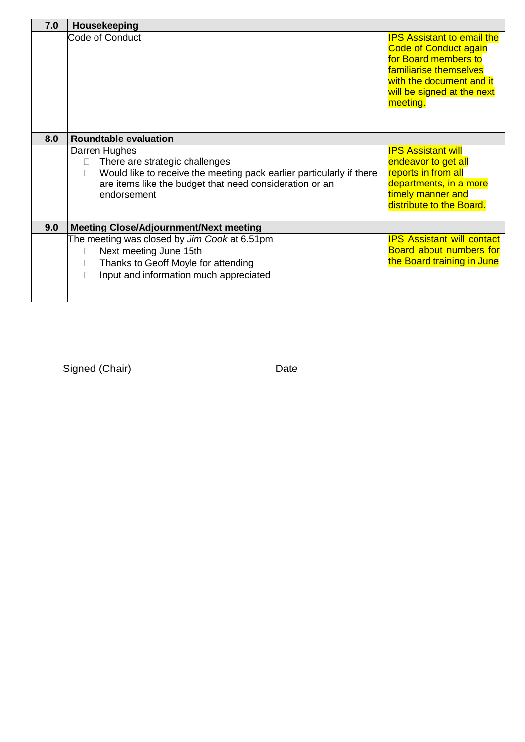| | | |
|---|---|---|
| **7.0** | **Housekeeping** | |
| | Code of Conduct | IPS Assistant to email the Code of Conduct again for Board members to familiarise themselves with the document and it will be signed at the next meeting. |
| **8.0** | **Roundtable evaluation** | |
| | Darren Hughes<br>- There are strategic challenges<br>- Would like to receive the meeting pack earlier particularly if there are items like the budget that need consideration or an endorsement | IPS Assistant will endeavor to get all reports in from all departments, in a more timely manner and distribute to the Board. |
| **9.0** | **Meeting Close/Adjournment/Next meeting** | |
| | The meeting was closed by *Jim Cook* at 6.51pm<br>- Next meeting June 15th<br>- Thanks to Geoff Moyle for attending<br>- Input and information much appreciated | IPS Assistant will contact Board about numbers for the Board training in June |

Signed (Chair) ____________________ Date ____________________